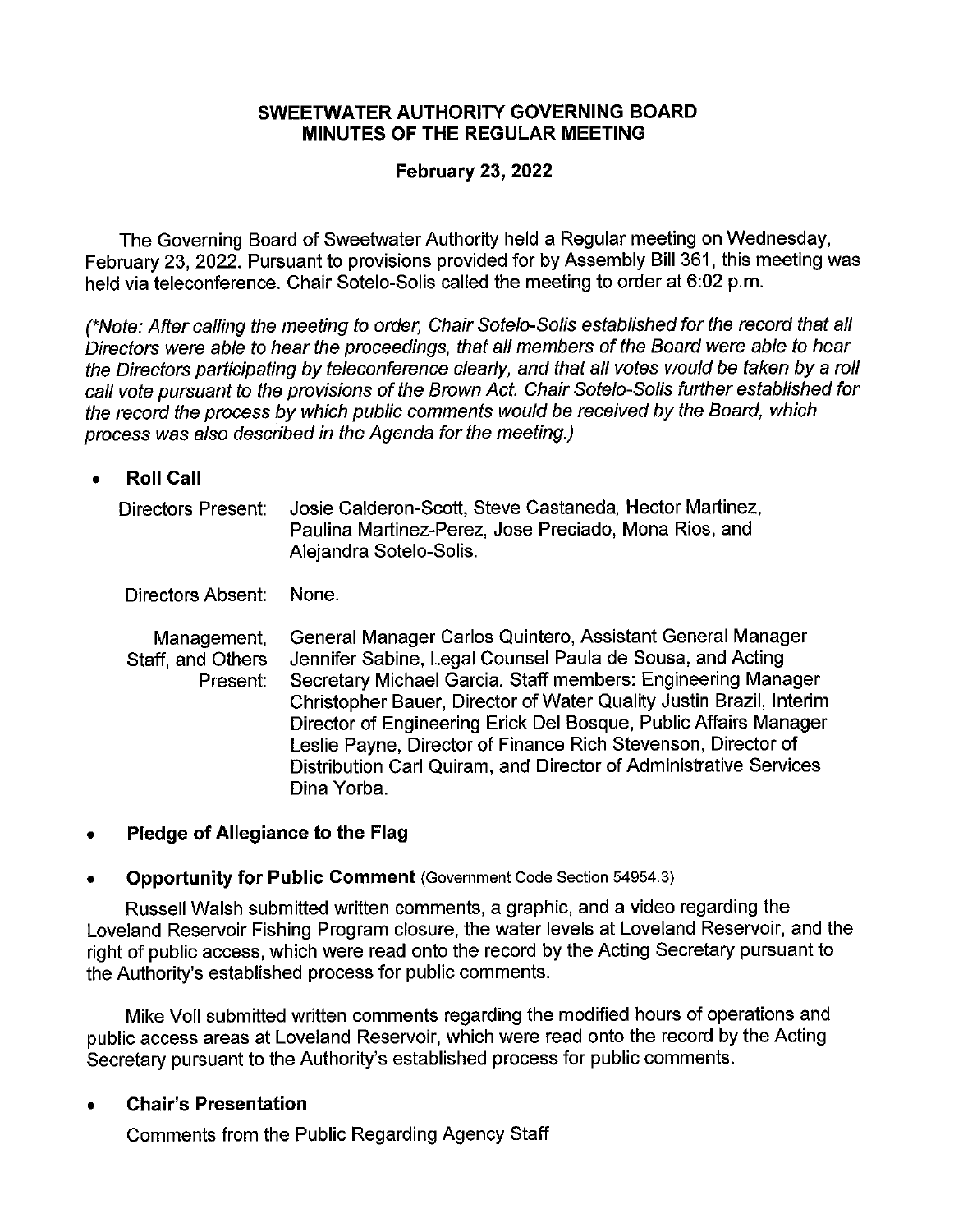# SWEETWATER AUTHORITY GOVERNING BOARD
# MINUTES OF THE REGULAR MEETING

## February 23, 2022

The Governing Board of Sweetwater Authority held a Regular meeting on Wednesday, February 23, 2022. Pursuant to provisions provided for by Assembly Bill 361, this meeting was held via teleconference. Chair Sotelo-Solis called the meeting to order at 6:02 p.m.

*(\*Note: After calling the meeting to order, Chair Sotelo-Solis established for the record that all Directors were able to hear the proceedings, that all members of the Board were able to hear the Directors participating by teleconference clearly, and that all votes would be taken by a roll call vote pursuant to the provisions of the Brown Act. Chair Sotelo-Solis further established for the record the process by which public comments would be received by the Board, which process was also described in the Agenda for the meeting.)*

- **Roll Call**

| | |
|---|---|
| Directors Present: | Josie Calderon-Scott, Steve Castaneda, Hector Martinez, Paulina Martinez-Perez, Jose Preciado, Mona Rios, and Alejandra Sotelo-Solis. |
| Directors Absent: | None. |
| Management, Staff, and Others Present: | General Manager Carlos Quintero, Assistant General Manager Jennifer Sabine, Legal Counsel Paula de Sousa, and Acting Secretary Michael Garcia. Staff members: Engineering Manager Christopher Bauer, Director of Water Quality Justin Brazil, Interim Director of Engineering Erick Del Bosque, Public Affairs Manager Leslie Payne, Director of Finance Rich Stevenson, Director of Distribution Carl Quiram, and Director of Administrative Services Dina Yorba. |

- **Pledge of Allegiance to the Flag**

- **Opportunity for Public Comment** (Government Code Section 54954.3)

Russell Walsh submitted written comments, a graphic, and a video regarding the Loveland Reservoir Fishing Program closure, the water levels at Loveland Reservoir, and the right of public access, which were read onto the record by the Acting Secretary pursuant to the Authority's established process for public comments.

Mike Voll submitted written comments regarding the modified hours of operations and public access areas at Loveland Reservoir, which were read onto the record by the Acting Secretary pursuant to the Authority's established process for public comments.

- **Chair's Presentation**

Comments from the Public Regarding Agency Staff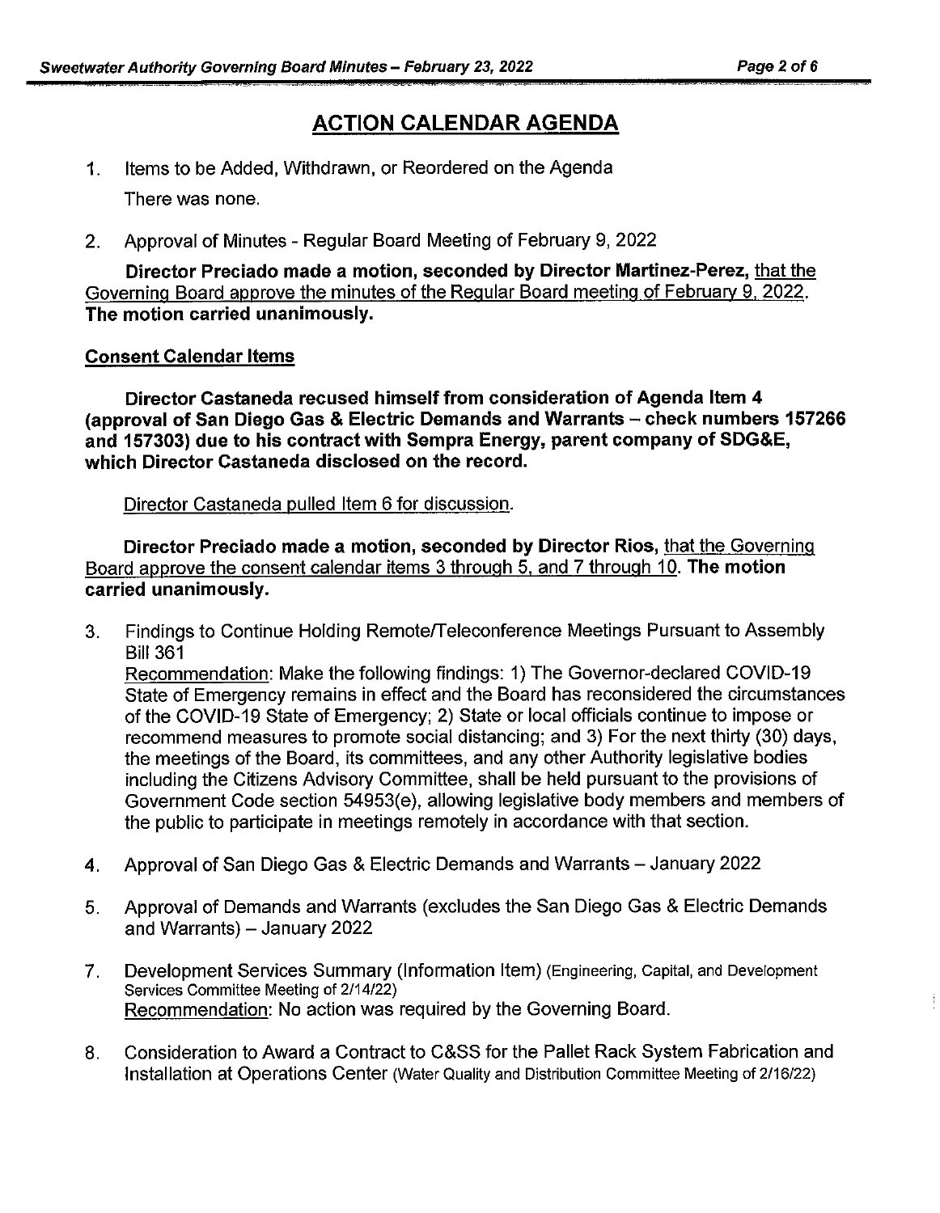## ACTION CALENDAR AGENDA

1. Items to be Added, Withdrawn, or Reordered on the Agenda

   There was none.

2. Approval of Minutes - Regular Board Meeting of February 9, 2022

   **Director Preciado made a motion, seconded by Director Martinez-Perez,** that the Governing Board approve the minutes of the Regular Board meeting of February 9, 2022. **The motion carried unanimously.**

**Consent Calendar Items**

**Director Castaneda recused himself from consideration of Agenda Item 4 (approval of San Diego Gas & Electric Demands and Warrants – check numbers 157266 and 157303) due to his contract with Sempra Energy, parent company of SDG&E, which Director Castaneda disclosed on the record.**

Director Castaneda pulled Item 6 for discussion.

**Director Preciado made a motion, seconded by Director Rios,** that the Governing Board approve the consent calendar items 3 through 5, and 7 through 10. **The motion carried unanimously.**

3. Findings to Continue Holding Remote/Teleconference Meetings Pursuant to Assembly Bill 361

   Recommendation: Make the following findings: 1) The Governor-declared COVID-19 State of Emergency remains in effect and the Board has reconsidered the circumstances of the COVID-19 State of Emergency; 2) State or local officials continue to impose or recommend measures to promote social distancing; and 3) For the next thirty (30) days, the meetings of the Board, its committees, and any other Authority legislative bodies including the Citizens Advisory Committee, shall be held pursuant to the provisions of Government Code section 54953(e), allowing legislative body members and members of the public to participate in meetings remotely in accordance with that section.

4. Approval of San Diego Gas & Electric Demands and Warrants – January 2022

5. Approval of Demands and Warrants (excludes the San Diego Gas & Electric Demands and Warrants) – January 2022

7. Development Services Summary (Information Item) (Engineering, Capital, and Development Services Committee Meeting of 2/14/22)

   Recommendation: No action was required by the Governing Board.

8. Consideration to Award a Contract to C&SS for the Pallet Rack System Fabrication and Installation at Operations Center (Water Quality and Distribution Committee Meeting of 2/16/22)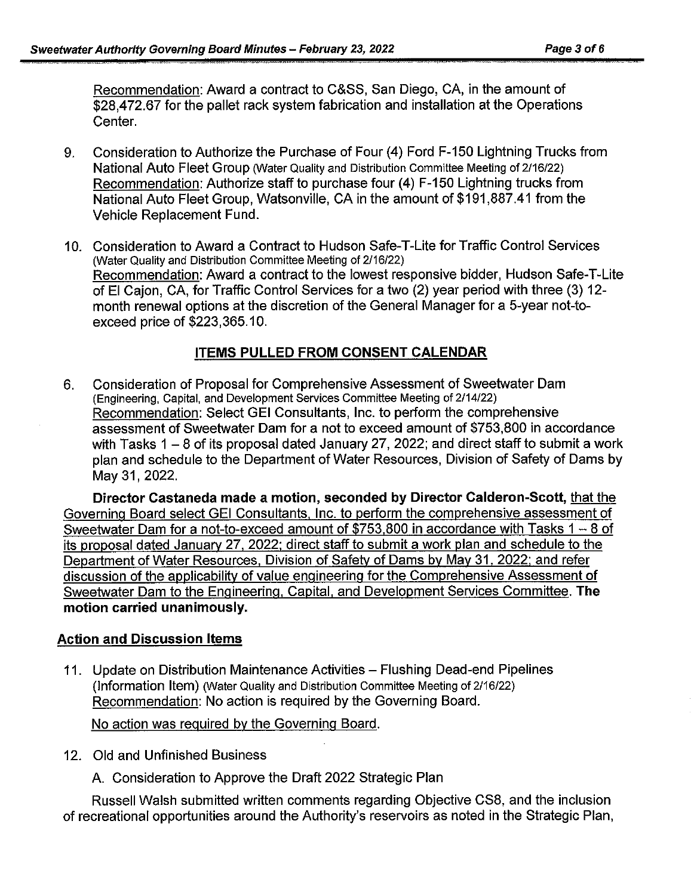Recommendation: Award a contract to C&SS, San Diego, CA, in the amount of $28,472.67 for the pallet rack system fabrication and installation at the Operations Center.

9. Consideration to Authorize the Purchase of Four (4) Ford F-150 Lightning Trucks from National Auto Fleet Group (Water Quality and Distribution Committee Meeting of 2/16/22)
   Recommendation: Authorize staff to purchase four (4) F-150 Lightning trucks from National Auto Fleet Group, Watsonville, CA in the amount of $191,887.41 from the Vehicle Replacement Fund.

10. Consideration to Award a Contract to Hudson Safe-T-Lite for Traffic Control Services (Water Quality and Distribution Committee Meeting of 2/16/22)
    Recommendation: Award a contract to the lowest responsive bidder, Hudson Safe-T-Lite of El Cajon, CA, for Traffic Control Services for a two (2) year period with three (3) 12-month renewal options at the discretion of the General Manager for a 5-year not-to-exceed price of $223,365.10.

## ITEMS PULLED FROM CONSENT CALENDAR

6. Consideration of Proposal for Comprehensive Assessment of Sweetwater Dam (Engineering, Capital, and Development Services Committee Meeting of 2/14/22)
   Recommendation: Select GEI Consultants, Inc. to perform the comprehensive assessment of Sweetwater Dam for a not to exceed amount of $753,800 in accordance with Tasks 1 – 8 of its proposal dated January 27, 2022; and direct staff to submit a work plan and schedule to the Department of Water Resources, Division of Safety of Dams by May 31, 2022.

**Director Castaneda made a motion, seconded by Director Calderon-Scott,** that the Governing Board select GEI Consultants, Inc. to perform the comprehensive assessment of Sweetwater Dam for a not-to-exceed amount of $753,800 in accordance with Tasks 1 – 8 of its proposal dated January 27, 2022; direct staff to submit a work plan and schedule to the Department of Water Resources, Division of Safety of Dams by May 31, 2022; and refer discussion of the applicability of value engineering for the Comprehensive Assessment of Sweetwater Dam to the Engineering, Capital, and Development Services Committee. **The motion carried unanimously.**

### Action and Discussion Items

11. Update on Distribution Maintenance Activities – Flushing Dead-end Pipelines (Information Item) (Water Quality and Distribution Committee Meeting of 2/16/22)
    Recommendation: No action is required by the Governing Board.

    No action was required by the Governing Board.

12. Old and Unfinished Business

    A. Consideration to Approve the Draft 2022 Strategic Plan

Russell Walsh submitted written comments regarding Objective CS8, and the inclusion of recreational opportunities around the Authority's reservoirs as noted in the Strategic Plan,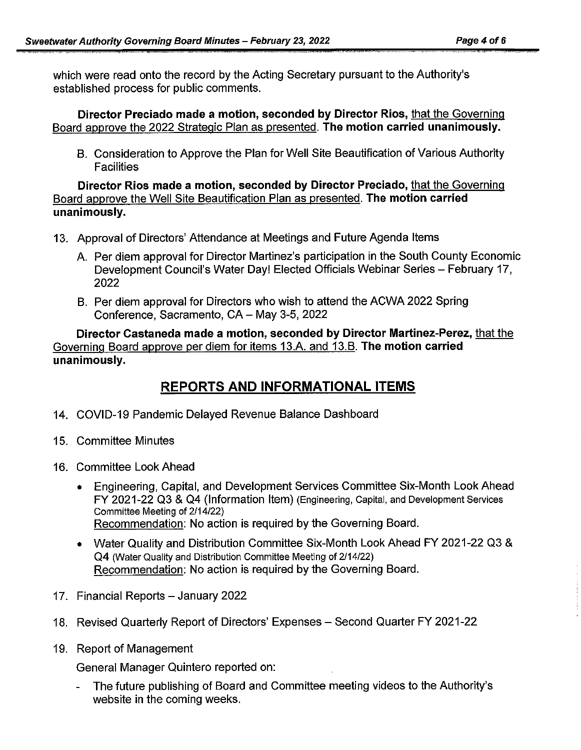which were read onto the record by the Acting Secretary pursuant to the Authority's established process for public comments.

**Director Preciado made a motion, seconded by Director Rios,** that the Governing Board approve the 2022 Strategic Plan as presented. **The motion carried unanimously.**

B. Consideration to Approve the Plan for Well Site Beautification of Various Authority Facilities

**Director Rios made a motion, seconded by Director Preciado,** that the Governing Board approve the Well Site Beautification Plan as presented. **The motion carried unanimously.**

13. Approval of Directors' Attendance at Meetings and Future Agenda Items

    A. Per diem approval for Director Martinez's participation in the South County Economic Development Council's Water Day! Elected Officials Webinar Series – February 17, 2022

    B. Per diem approval for Directors who wish to attend the ACWA 2022 Spring Conference, Sacramento, CA – May 3-5, 2022

**Director Castaneda made a motion, seconded by Director Martinez-Perez,** that the Governing Board approve per diem for items 13.A. and 13.B. **The motion carried unanimously.**

## REPORTS AND INFORMATIONAL ITEMS

14. COVID-19 Pandemic Delayed Revenue Balance Dashboard

15. Committee Minutes

16. Committee Look Ahead

    - Engineering, Capital, and Development Services Committee Six-Month Look Ahead FY 2021-22 Q3 & Q4 (Information Item) (Engineering, Capital, and Development Services Committee Meeting of 2/14/22)
      Recommendation: No action is required by the Governing Board.
    - Water Quality and Distribution Committee Six-Month Look Ahead FY 2021-22 Q3 & Q4 (Water Quality and Distribution Committee Meeting of 2/14/22)
      Recommendation: No action is required by the Governing Board.

17. Financial Reports – January 2022

18. Revised Quarterly Report of Directors' Expenses – Second Quarter FY 2021-22

19. Report of Management

    General Manager Quintero reported on:

    - The future publishing of Board and Committee meeting videos to the Authority's website in the coming weeks.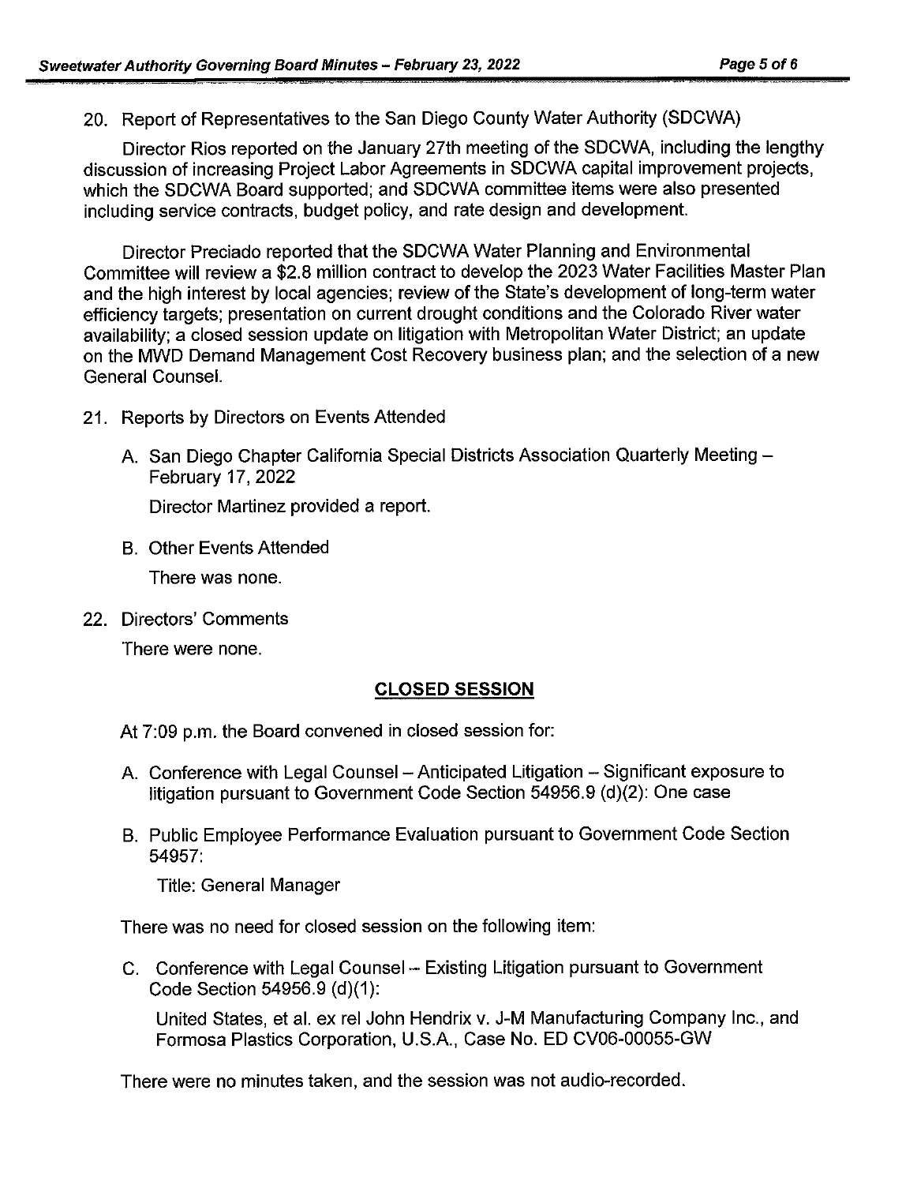20. Report of Representatives to the San Diego County Water Authority (SDCWA)

    Director Rios reported on the January 27th meeting of the SDCWA, including the lengthy discussion of increasing Project Labor Agreements in SDCWA capital improvement projects, which the SDCWA Board supported; and SDCWA committee items were also presented including service contracts, budget policy, and rate design and development.

    Director Preciado reported that the SDCWA Water Planning and Environmental Committee will review a $2.8 million contract to develop the 2023 Water Facilities Master Plan and the high interest by local agencies; review of the State's development of long-term water efficiency targets; presentation on current drought conditions and the Colorado River water availability; a closed session update on litigation with Metropolitan Water District; an update on the MWD Demand Management Cost Recovery business plan; and the selection of a new General Counsel.

21. Reports by Directors on Events Attended

    A. San Diego Chapter California Special Districts Association Quarterly Meeting – February 17, 2022

       Director Martinez provided a report.

    B. Other Events Attended

       There was none.

22. Directors' Comments

    There were none.

## CLOSED SESSION

At 7:09 p.m. the Board convened in closed session for:

A. Conference with Legal Counsel – Anticipated Litigation – Significant exposure to litigation pursuant to Government Code Section 54956.9 (d)(2): One case

B. Public Employee Performance Evaluation pursuant to Government Code Section 54957:

   Title: General Manager

There was no need for closed session on the following item:

C. Conference with Legal Counsel – Existing Litigation pursuant to Government Code Section 54956.9 (d)(1):

   United States, et al. ex rel John Hendrix v. J-M Manufacturing Company Inc., and Formosa Plastics Corporation, U.S.A., Case No. ED CV06-00055-GW

There were no minutes taken, and the session was not audio-recorded.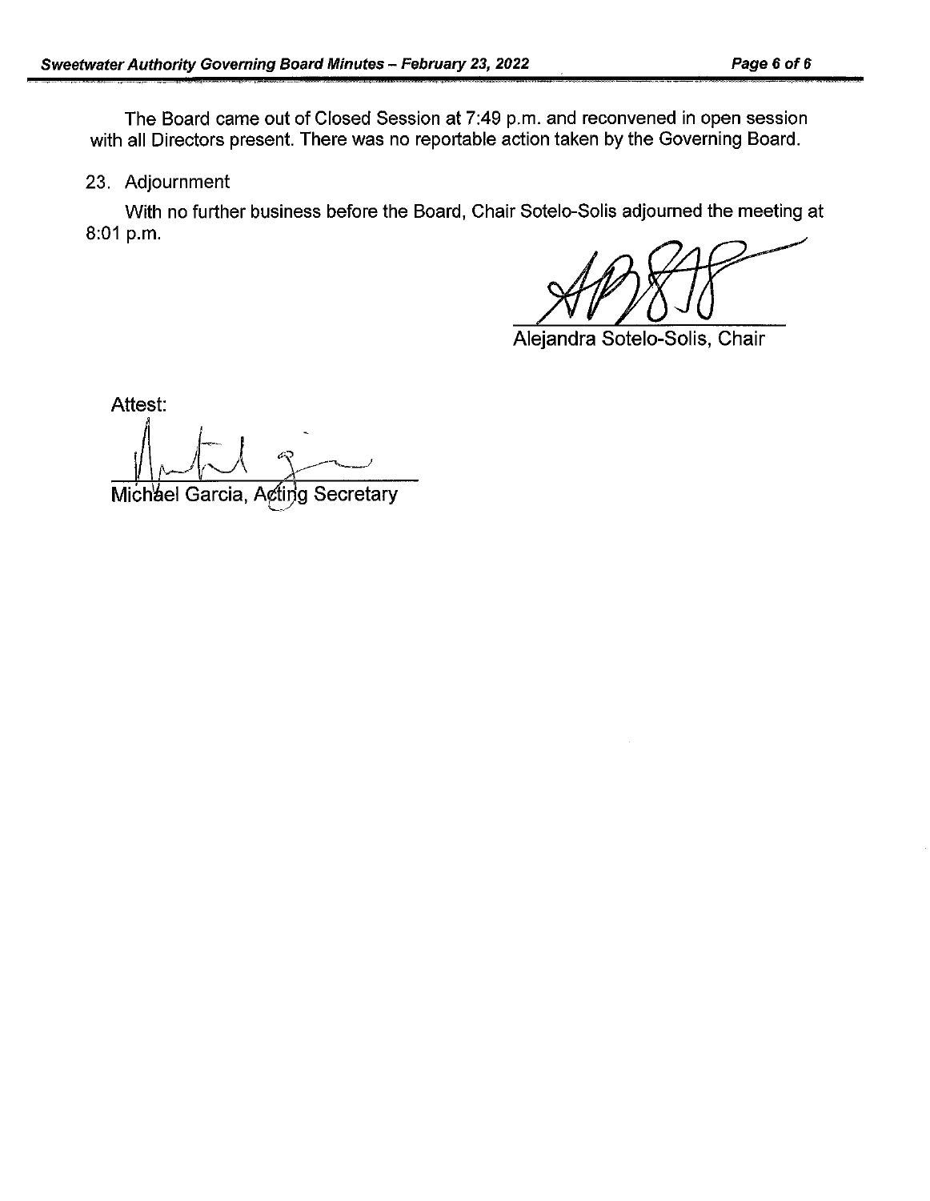The Board came out of Closed Session at 7:49 p.m. and reconvened in open session with all Directors present. There was no reportable action taken by the Governing Board.

23. Adjournment

With no further business before the Board, Chair Sotelo-Solis adjourned the meeting at 8:01 p.m.

Alejandra Sotelo-Solis, Chair

Attest:

Michael Garcia, Acting Secretary